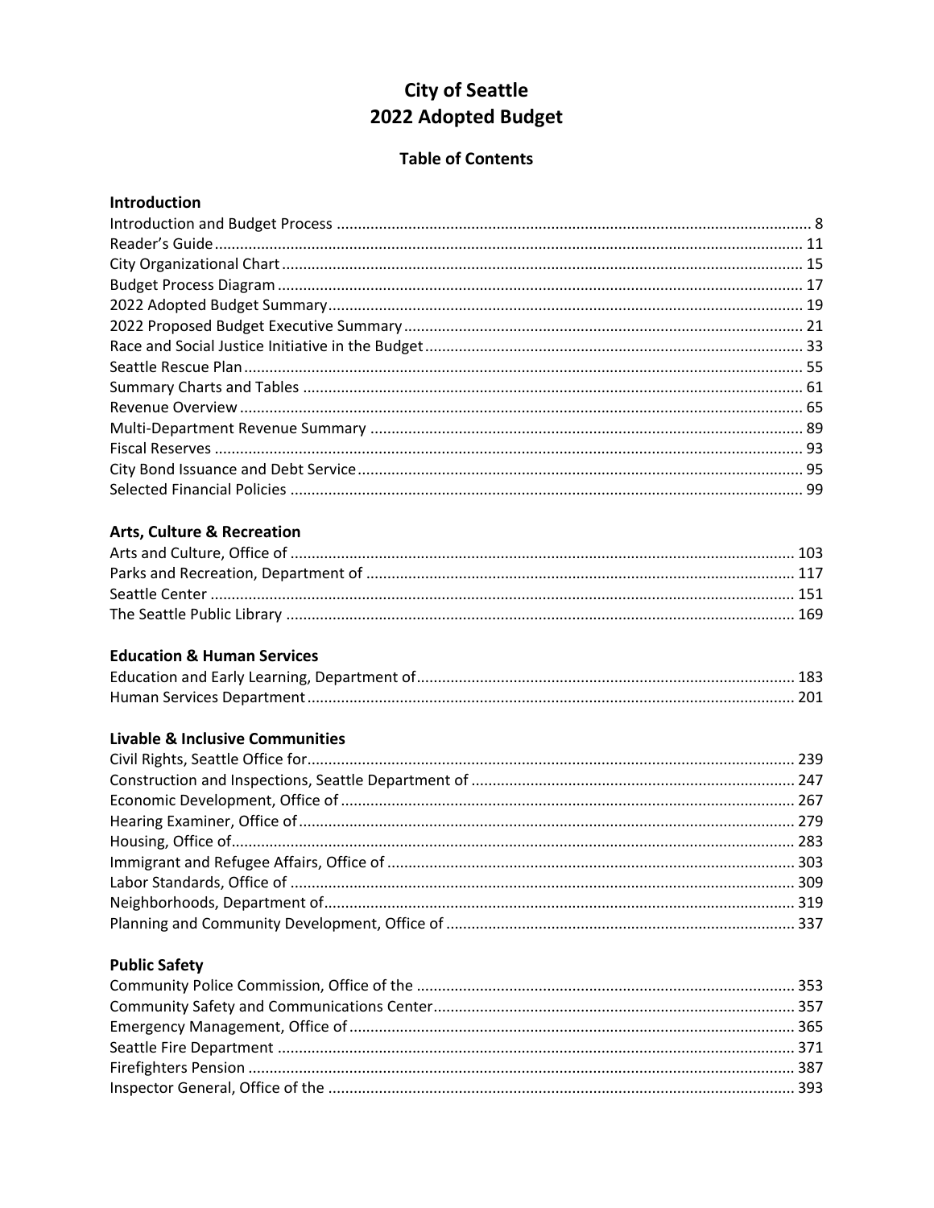# City of Seattle
# 2022 Adopted Budget

## Table of Contents

### Introduction

Introduction and Budget Process ................................................ 8
Reader's Guide ................................................ 11
City Organizational Chart ................................................ 15
Budget Process Diagram ................................................ 17
2022 Adopted Budget Summary ................................................ 19
2022 Proposed Budget Executive Summary ................................................ 21
Race and Social Justice Initiative in the Budget ................................................ 33
Seattle Rescue Plan ................................................ 55
Summary Charts and Tables ................................................ 61
Revenue Overview ................................................ 65
Multi-Department Revenue Summary ................................................ 89
Fiscal Reserves ................................................ 93
City Bond Issuance and Debt Service ................................................ 95
Selected Financial Policies ................................................ 99

### Arts, Culture & Recreation

Arts and Culture, Office of ................................................ 103
Parks and Recreation, Department of ................................................ 117
Seattle Center ................................................ 151
The Seattle Public Library ................................................ 169

### Education & Human Services

Education and Early Learning, Department of ................................................ 183
Human Services Department ................................................ 201

### Livable & Inclusive Communities

Civil Rights, Seattle Office for ................................................ 239
Construction and Inspections, Seattle Department of ................................................ 247
Economic Development, Office of ................................................ 267
Hearing Examiner, Office of ................................................ 279
Housing, Office of ................................................ 283
Immigrant and Refugee Affairs, Office of ................................................ 303
Labor Standards, Office of ................................................ 309
Neighborhoods, Department of ................................................ 319
Planning and Community Development, Office of ................................................ 337

### Public Safety

Community Police Commission, Office of the ................................................ 353
Community Safety and Communications Center ................................................ 357
Emergency Management, Office of ................................................ 365
Seattle Fire Department ................................................ 371
Firefighters Pension ................................................ 387
Inspector General, Office of the ................................................ 393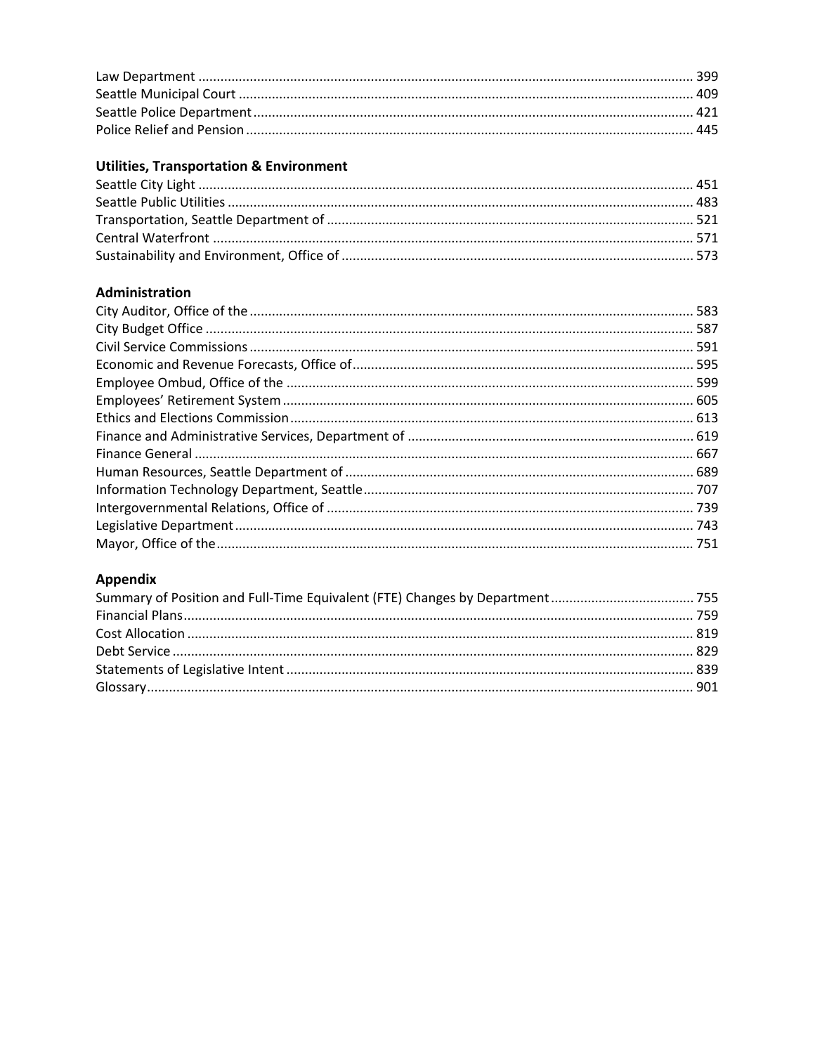Law Department ........................................................................................................................................ 399
Seattle Municipal Court ............................................................................................................................. 409
Seattle Police Department ........................................................................................................................ 421
Police Relief and Pension .......................................................................................................................... 445

**Utilities, Transportation & Environment**

Seattle City Light ....................................................................................................................................... 451
Seattle Public Utilities ................................................................................................................................ 483
Transportation, Seattle Department of ..................................................................................................... 521
Central Waterfront .................................................................................................................................... 571
Sustainability and Environment, Office of ................................................................................................. 573

**Administration**

City Auditor, Office of the .......................................................................................................................... 583
City Budget Office ...................................................................................................................................... 587
Civil Service Commissions .......................................................................................................................... 591
Economic and Revenue Forecasts, Office of .............................................................................................. 595
Employee Ombud, Office of the ................................................................................................................ 599
Employees' Retirement System ................................................................................................................. 605
Ethics and Elections Commission ............................................................................................................... 613
Finance and Administrative Services, Department of ............................................................................... 619
Finance General ........................................................................................................................................ 667
Human Resources, Seattle Department of ................................................................................................ 689
Information Technology Department, Seattle ........................................................................................... 707
Intergovernmental Relations, Office of ..................................................................................................... 739
Legislative Department ............................................................................................................................. 743
Mayor, Office of the ................................................................................................................................... 751

**Appendix**

Summary of Position and Full-Time Equivalent (FTE) Changes by Department ....................................... 755
Financial Plans ............................................................................................................................................ 759
Cost Allocation ........................................................................................................................................... 819
Debt Service ............................................................................................................................................... 829
Statements of Legislative Intent ................................................................................................................ 839
Glossary ...................................................................................................................................................... 901